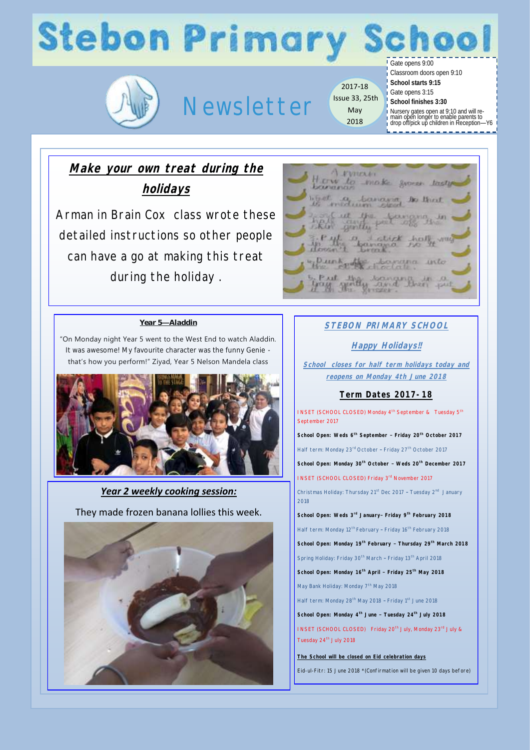# Stebon Primary School

## Newsletter

2017-18
Issue 33, 25th May 2018

Gate opens 9:00
Classroom doors open 9:10
**School starts 9:15**
Gate opens 3:15
**School finishes 3:30**
Nursery gates open at 9:10 and will remain open longer to enable parents to drop off/pick up children in Reception—Y6

## *Make your own treat during the holidays*

Arman in Brain Cox class wrote these detailed instructions so other people can have a go at making this treat during the holiday .

### Year 5—Aladdin

"On Monday night Year 5 went to the West End to watch Aladdin. It was awesome! My favourite character was the funny Genie - that's how you perform!" Ziyad, Year 5 Nelson Mandela class

### *Year 2 weekly cooking session:*

They made frozen banana lollies this week.

## *STEBON PRIMARY SCHOOL*

### *Happy Holidays!!*

*School closes for half term holidays today and reopens on Monday 4th June 2018*

### Term Dates 2017-18

INSET (SCHOOL CLOSED) Monday 4th September & Tuesday 5th September 2017

**School Open: Weds 6th September – Friday 20th October 2017**

Half term: Monday 23rd October – Friday 27th October 2017

**School Open: Monday 30th October – Weds 20th December 2017**

INSET (SCHOOL CLOSED) Friday 3rd November 2017

Christmas Holiday: Thursday 21st Dec 2017 – Tuesday 2nd January 2018

**School Open: Weds 3rd January– Friday 9th February 2018**

Half term: Monday 12th February – Friday 16th February 2018

**School Open: Monday 19th February – Thursday 29th March 2018**

Spring Holiday: Friday 30th March – Friday 13th April 2018

**School Open: Monday 16th April – Friday 25th May 2018**

May Bank Holiday: Monday 7th May 2018

Half term: Monday 28th May 2018 – Friday 1st June 2018

**School Open: Monday 4th June – Tuesday 24th July 2018**

INSET (SCHOOL CLOSED) Friday 20th July, Monday 23rd July & Tuesday 24th July 2018

**The School will be closed on Eid celebration days**

Eid-ul-Fitr: 15 June 2018 *(Confirmation will be given 10 days before)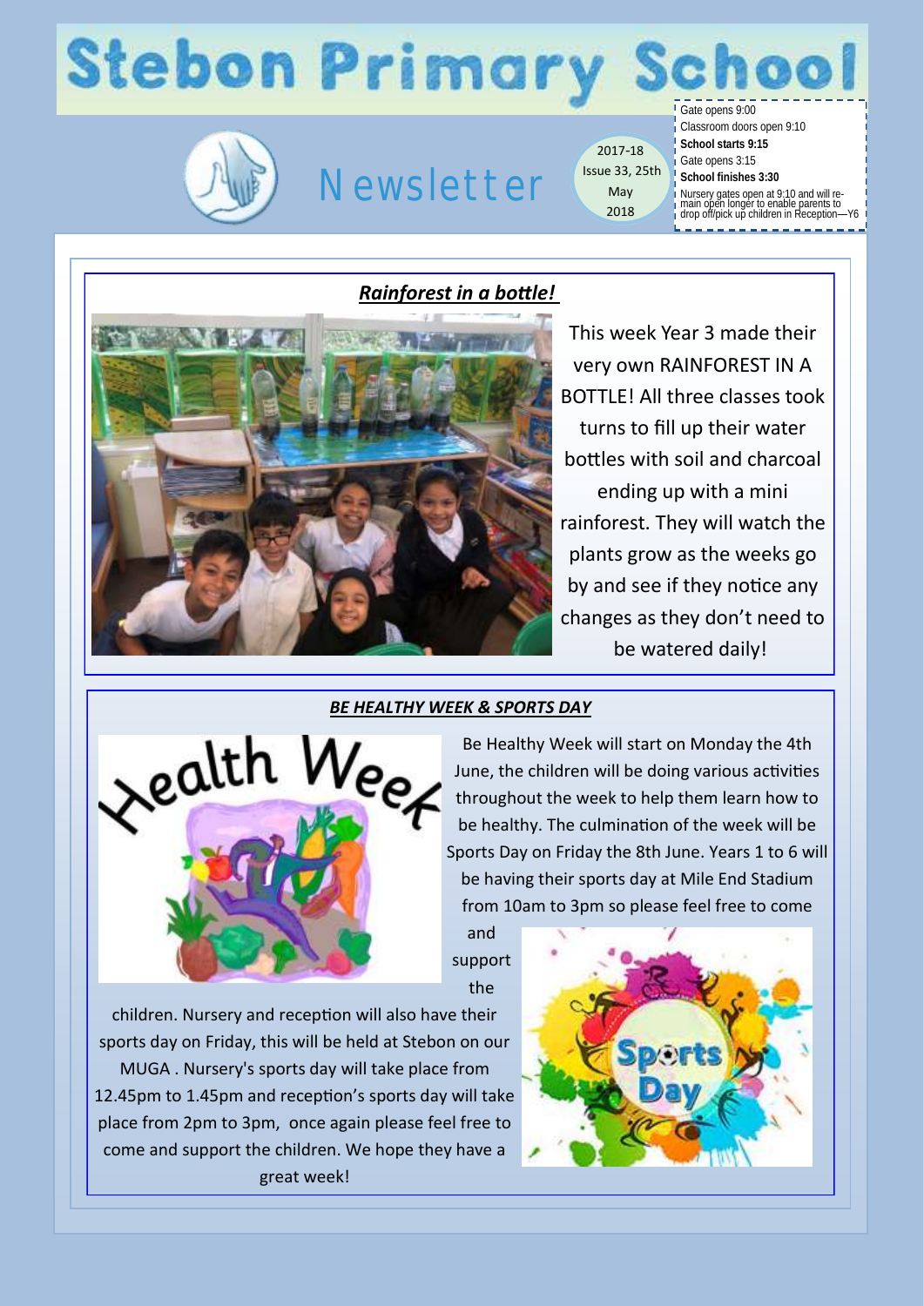# Stebon Primary School

## Newsletter

2017-18
Issue 33, 25th May 2018

Gate opens 9:00
Classroom doors open 9:10
**School starts 9:15**
Gate opens 3:15
**School finishes 3:30**
Nursery gates open at 9:10 and will remain open longer to enable parents to drop off/pick up children in Reception—Y6

### ***Rainforest in a bottle!***

This week Year 3 made their very own RAINFOREST IN A BOTTLE! All three classes took turns to fill up their water bottles with soil and charcoal ending up with a mini rainforest. They will watch the plants grow as the weeks go by and see if they notice any changes as they don't need to be watered daily!

### ***BE HEALTHY WEEK & SPORTS DAY***

Be Healthy Week will start on Monday the 4th June, the children will be doing various activities throughout the week to help them learn how to be healthy. The culmination of the week will be Sports Day on Friday the 8th June. Years 1 to 6 will be having their sports day at Mile End Stadium from 10am to 3pm so please feel free to come and support the children. Nursery and reception will also have their sports day on Friday, this will be held at Stebon on our MUGA . Nursery's sports day will take place from 12.45pm to 1.45pm and reception's sports day will take place from 2pm to 3pm, once again please feel free to come and support the children. We hope they have a great week!